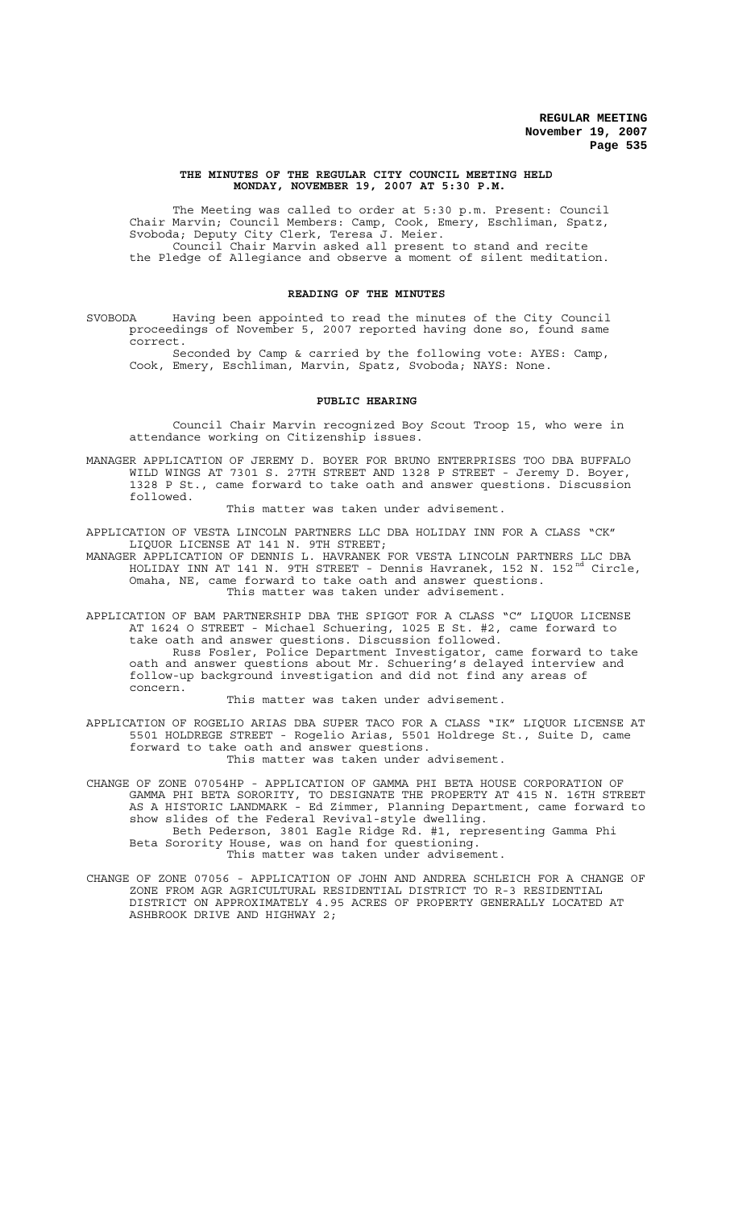**THE MINUTES OF THE REGULAR CITY COUNCIL MEETING HELD MONDAY, NOVEMBER 19, 2007 AT 5:30 P.M.**

The Meeting was called to order at 5:30 p.m. Present: Council Chair Marvin; Council Members: Camp, Cook, Emery, Eschliman, Spatz, Svoboda; Deputy City Clerk, Teresa J. Meier.

Council Chair Marvin asked all present to stand and recite the Pledge of Allegiance and observe a moment of silent meditation.

**READING OF THE MINUTES**

SVOBODA Having been appointed to read the minutes of the City Council proceedings of November 5, 2007 reported having done so, found same correct.

Seconded by Camp & carried by the following vote: AYES: Camp, Cook, Emery, Eschliman, Marvin, Spatz, Svoboda; NAYS: None.

**PUBLIC HEARING**

Council Chair Marvin recognized Boy Scout Troop 15, who were in attendance working on Citizenship issues.

MANAGER APPLICATION OF JEREMY D. BOYER FOR BRUNO ENTERPRISES TOO DBA BUFFALO WILD WINGS AT 7301 S. 27TH STREET AND 1328 P STREET - Jeremy D. Boyer, 1328 P St., came forward to take oath and answer questions. Discussion followed.

This matter was taken under advisement.

APPLICATION OF VESTA LINCOLN PARTNERS LLC DBA HOLIDAY INN FOR A CLASS "CK" LIQUOR LICENSE AT 141 N. 9TH STREET;

MANAGER APPLICATION OF DENNIS L. HAVRANEK FOR VESTA LINCOLN PARTNERS LLC DBA HOLIDAY INN AT 141 N. 9TH STREET - Dennis Havranek, 152 N. 152nd Circle, Omaha, NE, came forward to take oath and answer questions.

This matter was taken under advisement.

APPLICATION OF BAM PARTNERSHIP DBA THE SPIGOT FOR A CLASS "C" LIQUOR LICENSE AT 1624 O STREET - Michael Schuering, 1025 E St. #2, came forward to take oath and answer questions. Discussion followed.

Russ Fosler, Police Department Investigator, came forward to take oath and answer questions about Mr. Schuering's delayed interview and follow-up background investigation and did not find any areas of concern.

This matter was taken under advisement.

APPLICATION OF ROGELIO ARIAS DBA SUPER TACO FOR A CLASS "IK" LIQUOR LICENSE AT 5501 HOLDREGE STREET - Rogelio Arias, 5501 Holdrege St., Suite D, came forward to take oath and answer questions.

This matter was taken under advisement.

CHANGE OF ZONE 07054HP - APPLICATION OF GAMMA PHI BETA HOUSE CORPORATION OF GAMMA PHI BETA SORORITY, TO DESIGNATE THE PROPERTY AT 415 N. 16TH STREET AS A HISTORIC LANDMARK - Ed Zimmer, Planning Department, came forward to show slides of the Federal Revival-style dwelling.

Beth Pederson, 3801 Eagle Ridge Rd. #1, representing Gamma Phi Beta Sorority House, was on hand for questioning.

This matter was taken under advisement.

CHANGE OF ZONE 07056 - APPLICATION OF JOHN AND ANDREA SCHLEICH FOR A CHANGE OF ZONE FROM AGR AGRICULTURAL RESIDENTIAL DISTRICT TO R-3 RESIDENTIAL DISTRICT ON APPROXIMATELY 4.95 ACRES OF PROPERTY GENERALLY LOCATED AT ASHBROOK DRIVE AND HIGHWAY 2;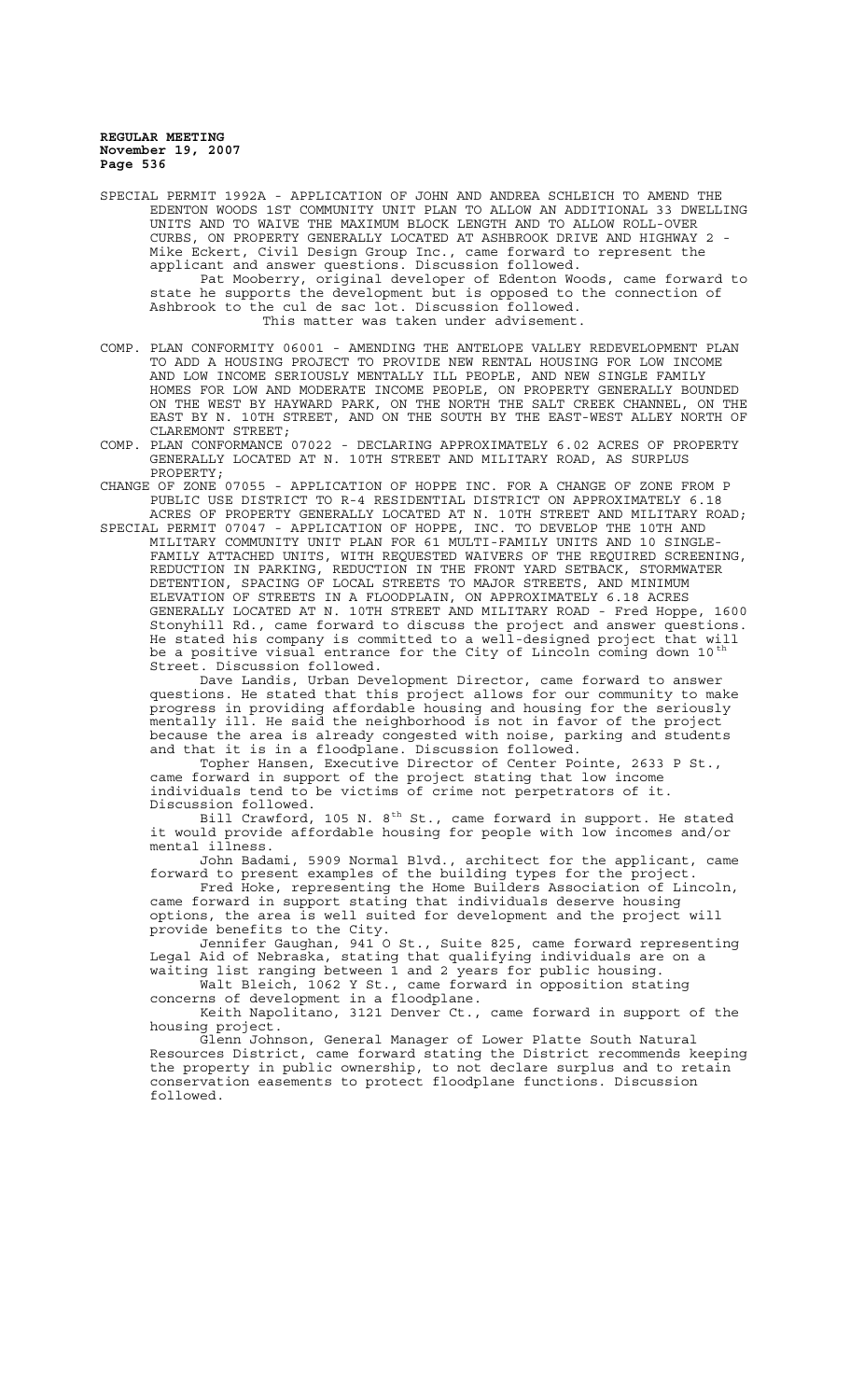SPECIAL PERMIT 1992A - APPLICATION OF JOHN AND ANDREA SCHLEICH TO AMEND THE EDENTON WOODS 1ST COMMUNITY UNIT PLAN TO ALLOW AN ADDITIONAL 33 DWELLING UNITS AND TO WAIVE THE MAXIMUM BLOCK LENGTH AND TO ALLOW ROLL-OVER CURBS, ON PROPERTY GENERALLY LOCATED AT ASHBROOK DRIVE AND HIGHWAY 2 - Mike Eckert, Civil Design Group Inc., came forward to represent the applicant and answer questions. Discussion followed.

Pat Mooberry, original developer of Edenton Woods, came forward to state he supports the development but is opposed to the connection of Ashbrook to the cul de sac lot. Discussion followed.

This matter was taken under advisement.

COMP. PLAN CONFORMITY 06001 - AMENDING THE ANTELOPE VALLEY REDEVELOPMENT PLAN TO ADD A HOUSING PROJECT TO PROVIDE NEW RENTAL HOUSING FOR LOW INCOME AND LOW INCOME SERIOUSLY MENTALLY ILL PEOPLE, AND NEW SINGLE FAMILY HOMES FOR LOW AND MODERATE INCOME PEOPLE, ON PROPERTY GENERALLY BOUNDED ON THE WEST BY HAYWARD PARK, ON THE NORTH THE SALT CREEK CHANNEL, ON THE EAST BY N. 10TH STREET, AND ON THE SOUTH BY THE EAST-WEST ALLEY NORTH OF CLAREMONT STREET;

COMP. PLAN CONFORMANCE 07022 - DECLARING APPROXIMATELY 6.02 ACRES OF PROPERTY GENERALLY LOCATED AT N. 10TH STREET AND MILITARY ROAD, AS SURPLUS PROPERTY;

CHANGE OF ZONE 07055 - APPLICATION OF HOPPE INC. FOR A CHANGE OF ZONE FROM P PUBLIC USE DISTRICT TO R-4 RESIDENTIAL DISTRICT ON APPROXIMATELY 6.18 ACRES OF PROPERTY GENERALLY LOCATED AT N. 10TH STREET AND MILITARY ROAD;

SPECIAL PERMIT 07047 - APPLICATION OF HOPPE, INC. TO DEVELOP THE 10TH AND MILITARY COMMUNITY UNIT PLAN FOR 61 MULTI-FAMILY UNITS AND 10 SINGLE-FAMILY ATTACHED UNITS, WITH REQUESTED WAIVERS OF THE REQUIRED SCREENING, REDUCTION IN PARKING, REDUCTION IN THE FRONT YARD SETBACK, STORMWATER DETENTION, SPACING OF LOCAL STREETS TO MAJOR STREETS, AND MINIMUM ELEVATION OF STREETS IN A FLOODPLAIN, ON APPROXIMATELY 6.18 ACRES GENERALLY LOCATED AT N. 10TH STREET AND MILITARY ROAD - Fred Hoppe, 1600 Stonyhill Rd., came forward to discuss the project and answer questions. He stated his company is committed to a well-designed project that will be a positive visual entrance for the City of Lincoln coming down 10th Street. Discussion followed.

Dave Landis, Urban Development Director, came forward to answer questions. He stated that this project allows for our community to make progress in providing affordable housing and housing for the seriously mentally ill. He said the neighborhood is not in favor of the project because the area is already congested with noise, parking and students and that it is in a floodplane. Discussion followed.

Topher Hansen, Executive Director of Center Pointe, 2633 P St., came forward in support of the project stating that low income individuals tend to be victims of crime not perpetrators of it. Discussion followed.

Bill Crawford, 105 N. 8th St., came forward in support. He stated it would provide affordable housing for people with low incomes and/or mental illness.

John Badami, 5909 Normal Blvd., architect for the applicant, came forward to present examples of the building types for the project.

Fred Hoke, representing the Home Builders Association of Lincoln, came forward in support stating that individuals deserve housing options, the area is well suited for development and the project will provide benefits to the City.

Jennifer Gaughan, 941 O St., Suite 825, came forward representing Legal Aid of Nebraska, stating that qualifying individuals are on a waiting list ranging between 1 and 2 years for public housing.

Walt Bleich, 1062 Y St., came forward in opposition stating concerns of development in a floodplane.

Keith Napolitano, 3121 Denver Ct., came forward in support of the housing project.

Glenn Johnson, General Manager of Lower Platte South Natural Resources District, came forward stating the District recommends keeping the property in public ownership, to not declare surplus and to retain conservation easements to protect floodplane functions. Discussion followed.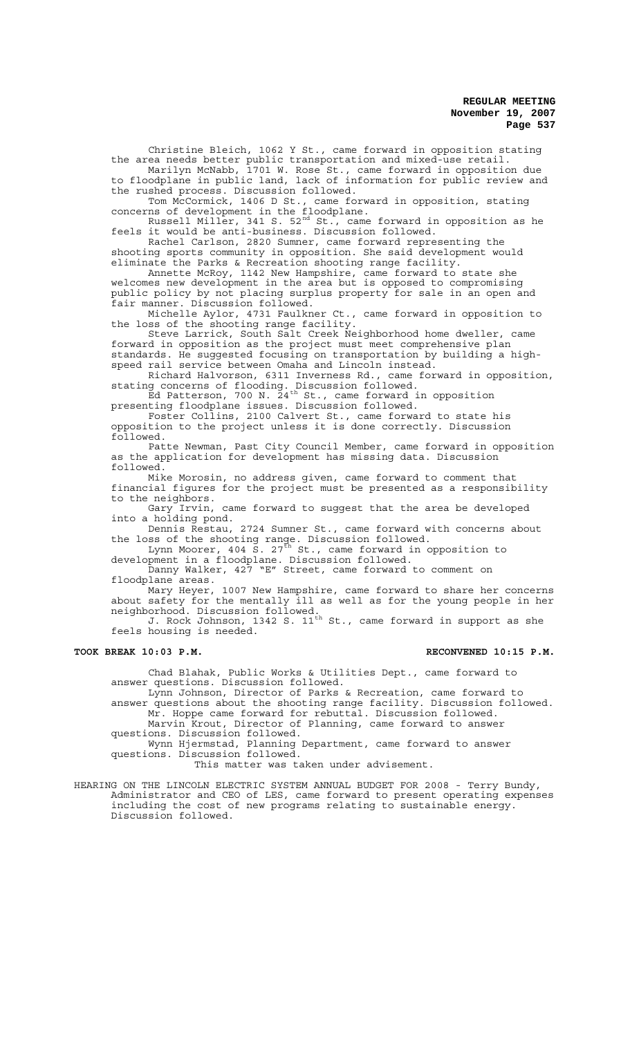Christine Bleich, 1062 Y St., came forward in opposition stating the area needs better public transportation and mixed-use retail.

Marilyn McNabb, 1701 W. Rose St., came forward in opposition due to floodplane in public land, lack of information for public review and the rushed process. Discussion followed.

Tom McCormick, 1406 D St., came forward in opposition, stating concerns of development in the floodplane.

Russell Miller, 341 S. 52nd St., came forward in opposition as he feels it would be anti-business. Discussion followed.

Rachel Carlson, 2820 Sumner, came forward representing the shooting sports community in opposition. She said development would eliminate the Parks & Recreation shooting range facility.

Annette McRoy, 1142 New Hampshire, came forward to state she welcomes new development in the area but is opposed to compromising public policy by not placing surplus property for sale in an open and fair manner. Discussion followed.

Michelle Aylor, 4731 Faulkner Ct., came forward in opposition to the loss of the shooting range facility.

Steve Larrick, South Salt Creek Neighborhood home dweller, came forward in opposition as the project must meet comprehensive plan standards. He suggested focusing on transportation by building a high-speed rail service between Omaha and Lincoln instead.

Richard Halvorson, 6311 Inverness Rd., came forward in opposition, stating concerns of flooding. Discussion followed.

Ed Patterson, 700 N. 24th St., came forward in opposition presenting floodplane issues. Discussion followed.

Foster Collins, 2100 Calvert St., came forward to state his opposition to the project unless it is done correctly. Discussion followed.

Patte Newman, Past City Council Member, came forward in opposition as the application for development has missing data. Discussion followed.

Mike Morosin, no address given, came forward to comment that financial figures for the project must be presented as a responsibility to the neighbors.

Gary Irvin, came forward to suggest that the area be developed into a holding pond.

Dennis Restau, 2724 Sumner St., came forward with concerns about the loss of the shooting range. Discussion followed.

Lynn Moorer, 404 S. 27th St., came forward in opposition to development in a floodplane. Discussion followed.

Danny Walker, 427 "E" Street, came forward to comment on floodplane areas.

Mary Heyer, 1007 New Hampshire, came forward to share her concerns about safety for the mentally ill as well as for the young people in her neighborhood. Discussion followed.

J. Rock Johnson, 1342 S. 11th St., came forward in support as she feels housing is needed.

**TOOK BREAK 10:03 P.M.** **RECONVENED 10:15 P.M.**

Chad Blahak, Public Works & Utilities Dept., came forward to answer questions. Discussion followed.

Lynn Johnson, Director of Parks & Recreation, came forward to answer questions about the shooting range facility. Discussion followed.

Mr. Hoppe came forward for rebuttal. Discussion followed.

Marvin Krout, Director of Planning, came forward to answer questions. Discussion followed.

Wynn Hjermstad, Planning Department, came forward to answer questions. Discussion followed.

This matter was taken under advisement.

HEARING ON THE LINCOLN ELECTRIC SYSTEM ANNUAL BUDGET FOR 2008 - Terry Bundy, Administrator and CEO of LES, came forward to present operating expenses including the cost of new programs relating to sustainable energy. Discussion followed.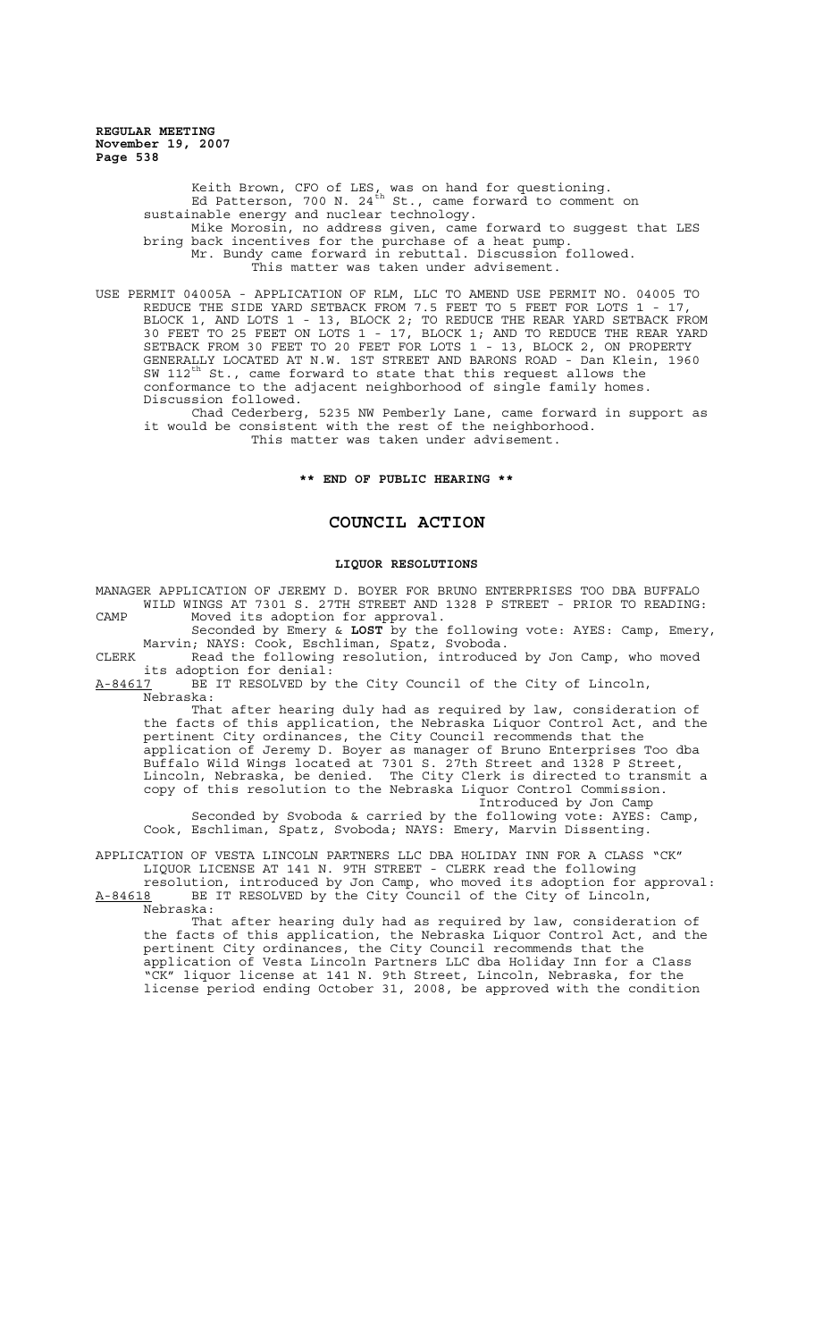Keith Brown, CFO of LES, was on hand for questioning.

Ed Patterson, 700 N. 24th St., came forward to comment on sustainable energy and nuclear technology.

Mike Morosin, no address given, came forward to suggest that LES bring back incentives for the purchase of a heat pump.

Mr. Bundy came forward in rebuttal. Discussion followed.

This matter was taken under advisement.

USE PERMIT 04005A - APPLICATION OF RLM, LLC TO AMEND USE PERMIT NO. 04005 TO REDUCE THE SIDE YARD SETBACK FROM 7.5 FEET TO 5 FEET FOR LOTS 1 - 17, BLOCK 1, AND LOTS 1 - 13, BLOCK 2; TO REDUCE THE REAR YARD SETBACK FROM 30 FEET TO 25 FEET ON LOTS 1 - 17, BLOCK 1; AND TO REDUCE THE REAR YARD SETBACK FROM 30 FEET TO 20 FEET FOR LOTS 1 - 13, BLOCK 2, ON PROPERTY GENERALLY LOCATED AT N.W. 1ST STREET AND BARONS ROAD - Dan Klein, 1960 SW 112th St., came forward to state that this request allows the conformance to the adjacent neighborhood of single family homes. Discussion followed.

Chad Cederberg, 5235 NW Pemberly Lane, came forward in support as it would be consistent with the rest of the neighborhood.

This matter was taken under advisement.

**\*\* END OF PUBLIC HEARING \*\***

## COUNCIL ACTION

### LIQUOR RESOLUTIONS

MANAGER APPLICATION OF JEREMY D. BOYER FOR BRUNO ENTERPRISES TOO DBA BUFFALO WILD WINGS AT 7301 S. 27TH STREET AND 1328 P STREET - PRIOR TO READING:

CAMP Moved its adoption for approval.

Seconded by Emery & **LOST** by the following vote: AYES: Camp, Emery, Marvin; NAYS: Cook, Eschliman, Spatz, Svoboda.

CLERK Read the following resolution, introduced by Jon Camp, who moved its adoption for denial:

A-84617 BE IT RESOLVED by the City Council of the City of Lincoln, Nebraska:

That after hearing duly had as required by law, consideration of the facts of this application, the Nebraska Liquor Control Act, and the pertinent City ordinances, the City Council recommends that the application of Jeremy D. Boyer as manager of Bruno Enterprises Too dba Buffalo Wild Wings located at 7301 S. 27th Street and 1328 P Street, Lincoln, Nebraska, be denied. The City Clerk is directed to transmit a copy of this resolution to the Nebraska Liquor Control Commission.

Introduced by Jon Camp

Seconded by Svoboda & carried by the following vote: AYES: Camp, Cook, Eschliman, Spatz, Svoboda; NAYS: Emery, Marvin Dissenting.

APPLICATION OF VESTA LINCOLN PARTNERS LLC DBA HOLIDAY INN FOR A CLASS "CK" LIQUOR LICENSE AT 141 N. 9TH STREET - CLERK read the following resolution, introduced by Jon Camp, who moved its adoption for approval:

A-84618 BE IT RESOLVED by the City Council of the City of Lincoln, Nebraska:

That after hearing duly had as required by law, consideration of the facts of this application, the Nebraska Liquor Control Act, and the pertinent City ordinances, the City Council recommends that the application of Vesta Lincoln Partners LLC dba Holiday Inn for a Class "CK" liquor license at 141 N. 9th Street, Lincoln, Nebraska, for the license period ending October 31, 2008, be approved with the condition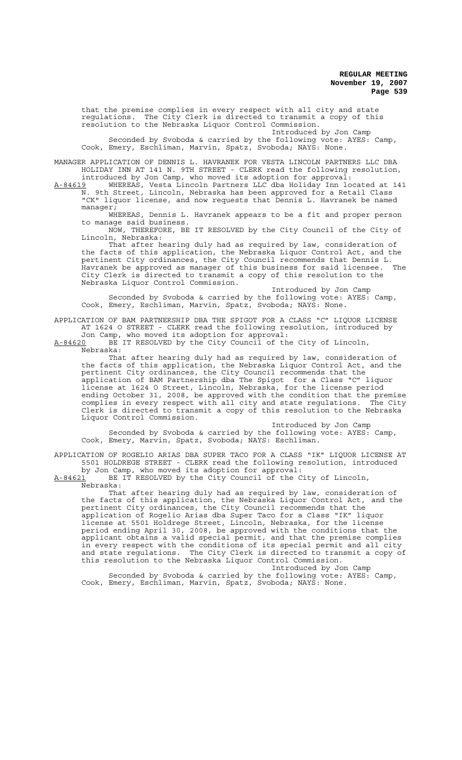that the premise complies in every respect with all city and state regulations. The City Clerk is directed to transmit a copy of this resolution to the Nebraska Liquor Control Commission.

Introduced by Jon Camp

Seconded by Svoboda & carried by the following vote: AYES: Camp, Cook, Emery, Eschliman, Marvin, Spatz, Svoboda; NAYS: None.

MANAGER APPLICATION OF DENNIS L. HAVRANEK FOR VESTA LINCOLN PARTNERS LLC DBA HOLIDAY INN AT 141 N. 9TH STREET - CLERK read the following resolution, introduced by Jon Camp, who moved its adoption for approval:

A-84619 WHEREAS, Vesta Lincoln Partners LLC dba Holiday Inn located at 141 N. 9th Street, Lincoln, Nebraska has been approved for a Retail Class "CK" liquor license, and now requests that Dennis L. Havranek be named manager;

WHEREAS, Dennis L. Havranek appears to be a fit and proper person to manage said business.

NOW, THEREFORE, BE IT RESOLVED by the City Council of the City of Lincoln, Nebraska:

That after hearing duly had as required by law, consideration of the facts of this application, the Nebraska Liquor Control Act, and the pertinent City ordinances, the City Council recommends that Dennis L. Havranek be approved as manager of this business for said licensee. The City Clerk is directed to transmit a copy of this resolution to the Nebraska Liquor Control Commission.

Introduced by Jon Camp

Seconded by Svoboda & carried by the following vote: AYES: Camp, Cook, Emery, Eschliman, Marvin, Spatz, Svoboda; NAYS: None.

APPLICATION OF BAM PARTNERSHIP DBA THE SPIGOT FOR A CLASS "C" LIQUOR LICENSE AT 1624 O STREET - CLERK read the following resolution, introduced by Jon Camp, who moved its adoption for approval:

A-84620 BE IT RESOLVED by the City Council of the City of Lincoln, Nebraska:

That after hearing duly had as required by law, consideration of the facts of this application, the Nebraska Liquor Control Act, and the pertinent City ordinances, the City Council recommends that the application of BAM Partnership dba The Spigot for a Class "C" liquor license at 1624 O Street, Lincoln, Nebraska, for the license period ending October 31, 2008, be approved with the condition that the premise complies in every respect with all city and state regulations. The City Clerk is directed to transmit a copy of this resolution to the Nebraska Liquor Control Commission.

Introduced by Jon Camp

Seconded by Svoboda & carried by the following vote: AYES: Camp, Cook, Emery, Marvin, Spatz, Svoboda; NAYS: Eschliman.

APPLICATION OF ROGELIO ARIAS DBA SUPER TACO FOR A CLASS "IK" LIQUOR LICENSE AT 5501 HOLDREGE STREET - CLERK read the following resolution, introduced by Jon Camp, who moved its adoption for approval:

A-84621 BE IT RESOLVED by the City Council of the City of Lincoln, Nebraska:

That after hearing duly had as required by law, consideration of the facts of this application, the Nebraska Liquor Control Act, and the pertinent City ordinances, the City Council recommends that the application of Rogelio Arias dba Super Taco for a Class "IK" liquor license at 5501 Holdrege Street, Lincoln, Nebraska, for the license period ending April 30, 2008, be approved with the conditions that the applicant obtains a valid special permit, and that the premise complies in every respect with the conditions of its special permit and all city and state regulations. The City Clerk is directed to transmit a copy of this resolution to the Nebraska Liquor Control Commission.

Introduced by Jon Camp

Seconded by Svoboda & carried by the following vote: AYES: Camp, Cook, Emery, Eschliman, Marvin, Spatz, Svoboda; NAYS: None.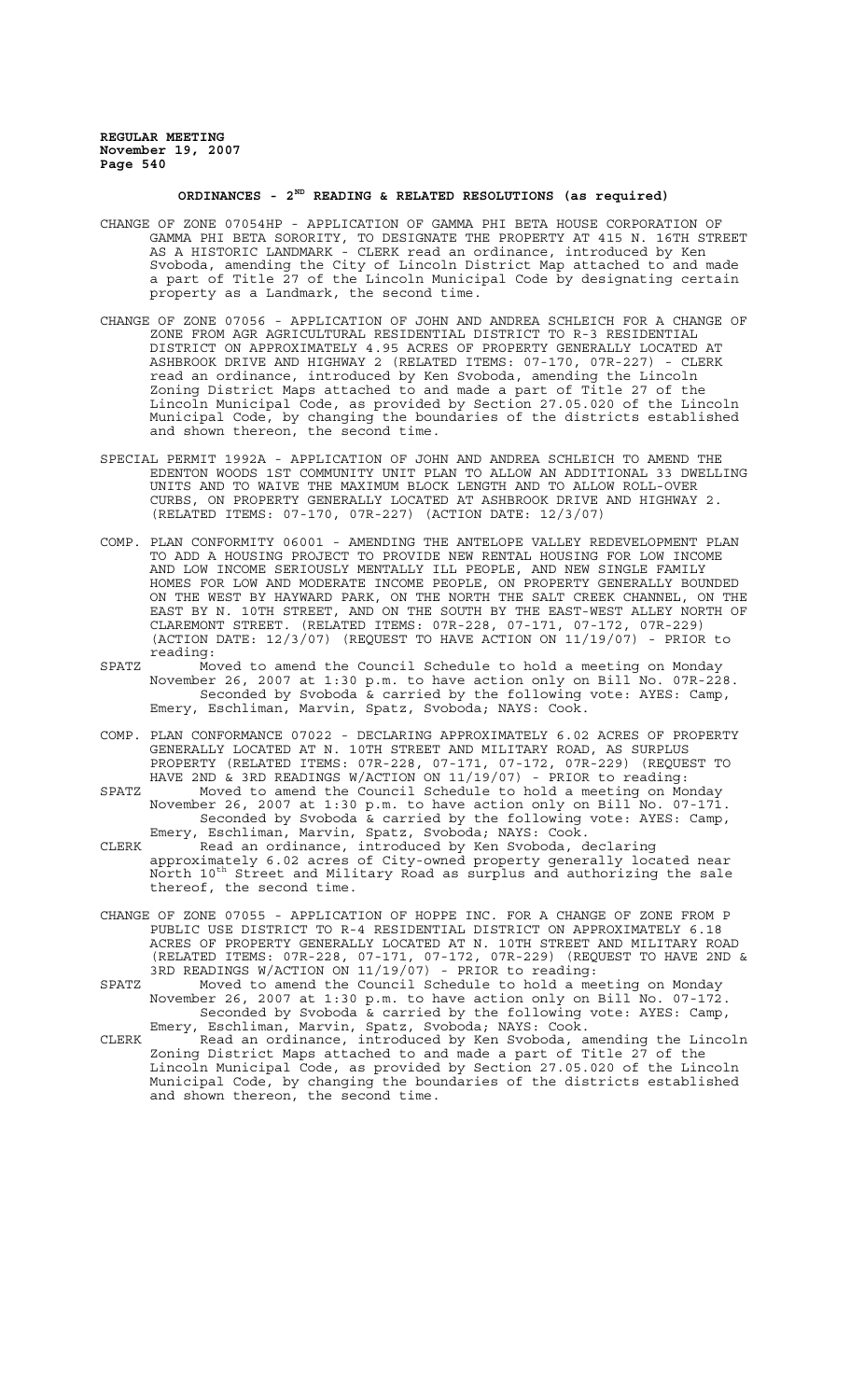## ORDINANCES - 2ND READING & RELATED RESOLUTIONS (as required)

CHANGE OF ZONE 07054HP - APPLICATION OF GAMMA PHI BETA HOUSE CORPORATION OF GAMMA PHI BETA SORORITY, TO DESIGNATE THE PROPERTY AT 415 N. 16TH STREET AS A HISTORIC LANDMARK - CLERK read an ordinance, introduced by Ken Svoboda, amending the City of Lincoln District Map attached to and made a part of Title 27 of the Lincoln Municipal Code by designating certain property as a Landmark, the second time.

CHANGE OF ZONE 07056 - APPLICATION OF JOHN AND ANDREA SCHLEICH FOR A CHANGE OF ZONE FROM AGR AGRICULTURAL RESIDENTIAL DISTRICT TO R-3 RESIDENTIAL DISTRICT ON APPROXIMATELY 4.95 ACRES OF PROPERTY GENERALLY LOCATED AT ASHBROOK DRIVE AND HIGHWAY 2 (RELATED ITEMS: 07-170, 07R-227) - CLERK read an ordinance, introduced by Ken Svoboda, amending the Lincoln Zoning District Maps attached to and made a part of Title 27 of the Lincoln Municipal Code, as provided by Section 27.05.020 of the Lincoln Municipal Code, by changing the boundaries of the districts established and shown thereon, the second time.

SPECIAL PERMIT 1992A - APPLICATION OF JOHN AND ANDREA SCHLEICH TO AMEND THE EDENTON WOODS 1ST COMMUNITY UNIT PLAN TO ALLOW AN ADDITIONAL 33 DWELLING UNITS AND TO WAIVE THE MAXIMUM BLOCK LENGTH AND TO ALLOW ROLL-OVER CURBS, ON PROPERTY GENERALLY LOCATED AT ASHBROOK DRIVE AND HIGHWAY 2. (RELATED ITEMS: 07-170, 07R-227) (ACTION DATE: 12/3/07)

COMP. PLAN CONFORMITY 06001 - AMENDING THE ANTELOPE VALLEY REDEVELOPMENT PLAN TO ADD A HOUSING PROJECT TO PROVIDE NEW RENTAL HOUSING FOR LOW INCOME AND LOW INCOME SERIOUSLY MENTALLY ILL PEOPLE, AND NEW SINGLE FAMILY HOMES FOR LOW AND MODERATE INCOME PEOPLE, ON PROPERTY GENERALLY BOUNDED ON THE WEST BY HAYWARD PARK, ON THE NORTH THE SALT CREEK CHANNEL, ON THE EAST BY N. 10TH STREET, AND ON THE SOUTH BY THE EAST-WEST ALLEY NORTH OF CLAREMONT STREET. (RELATED ITEMS: 07R-228, 07-171, 07-172, 07R-229) (ACTION DATE: 12/3/07) (REQUEST TO HAVE ACTION ON 11/19/07) - PRIOR to reading:

SPATZ Moved to amend the Council Schedule to hold a meeting on Monday November 26, 2007 at 1:30 p.m. to have action only on Bill No. 07R-228. Seconded by Svoboda & carried by the following vote: AYES: Camp, Emery, Eschliman, Marvin, Spatz, Svoboda; NAYS: Cook.

COMP. PLAN CONFORMANCE 07022 - DECLARING APPROXIMATELY 6.02 ACRES OF PROPERTY GENERALLY LOCATED AT N. 10TH STREET AND MILITARY ROAD, AS SURPLUS PROPERTY (RELATED ITEMS: 07R-228, 07-171, 07-172, 07R-229) (REQUEST TO HAVE 2ND & 3RD READINGS W/ACTION ON 11/19/07) - PRIOR to reading:

SPATZ Moved to amend the Council Schedule to hold a meeting on Monday November 26, 2007 at 1:30 p.m. to have action only on Bill No. 07-171. Seconded by Svoboda & carried by the following vote: AYES: Camp, Emery, Eschliman, Marvin, Spatz, Svoboda; NAYS: Cook.

CLERK Read an ordinance, introduced by Ken Svoboda, declaring approximately 6.02 acres of City-owned property generally located near North 10th Street and Military Road as surplus and authorizing the sale thereof, the second time.

CHANGE OF ZONE 07055 - APPLICATION OF HOPPE INC. FOR A CHANGE OF ZONE FROM P PUBLIC USE DISTRICT TO R-4 RESIDENTIAL DISTRICT ON APPROXIMATELY 6.18 ACRES OF PROPERTY GENERALLY LOCATED AT N. 10TH STREET AND MILITARY ROAD (RELATED ITEMS: 07R-228, 07-171, 07-172, 07R-229) (REQUEST TO HAVE 2ND & 3RD READINGS W/ACTION ON 11/19/07) - PRIOR to reading:

SPATZ Moved to amend the Council Schedule to hold a meeting on Monday November 26, 2007 at 1:30 p.m. to have action only on Bill No. 07-172. Seconded by Svoboda & carried by the following vote: AYES: Camp, Emery, Eschliman, Marvin, Spatz, Svoboda; NAYS: Cook.

CLERK Read an ordinance, introduced by Ken Svoboda, amending the Lincoln Zoning District Maps attached to and made a part of Title 27 of the Lincoln Municipal Code, as provided by Section 27.05.020 of the Lincoln Municipal Code, by changing the boundaries of the districts established and shown thereon, the second time.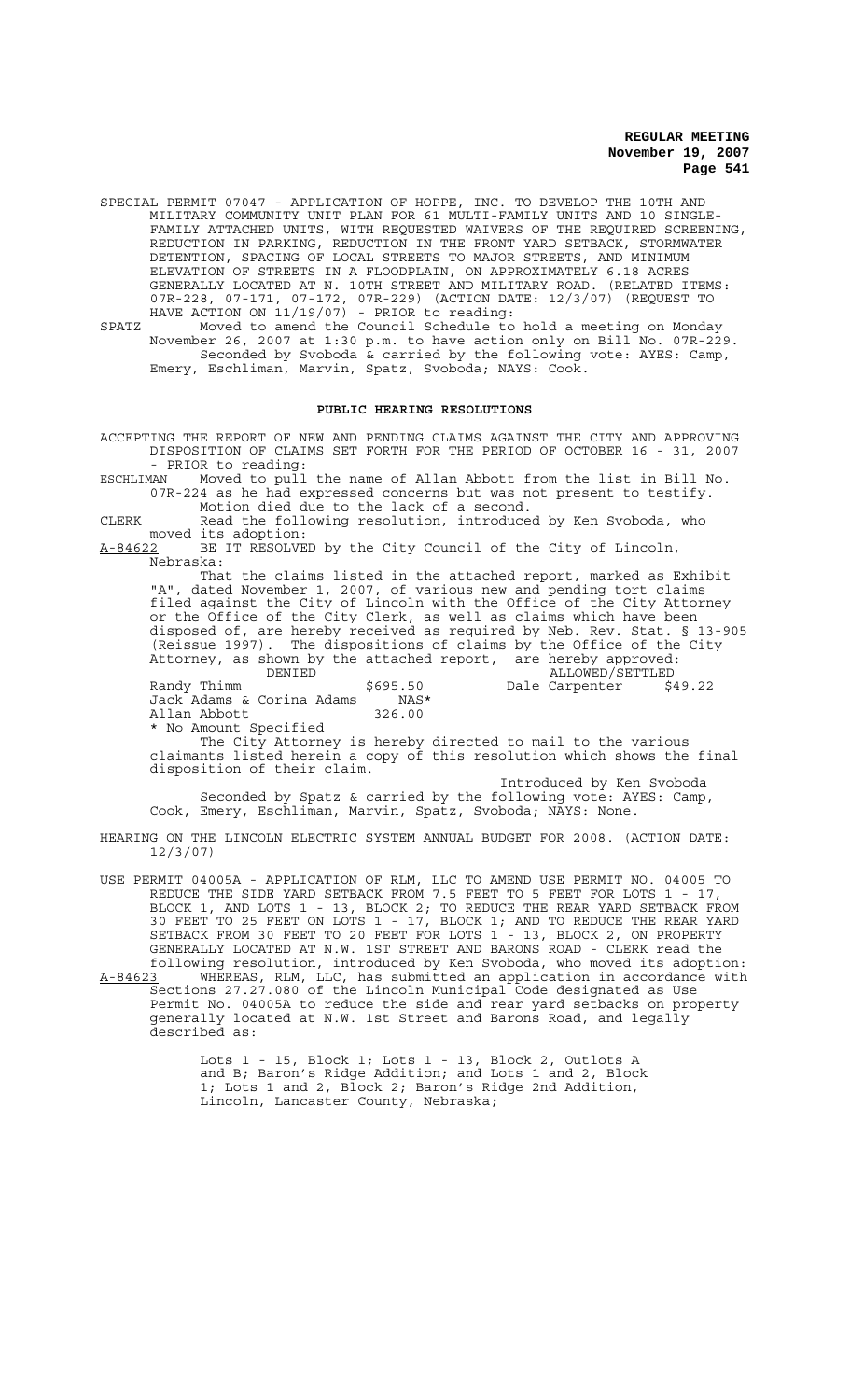SPECIAL PERMIT 07047 - APPLICATION OF HOPPE, INC. TO DEVELOP THE 10TH AND MILITARY COMMUNITY UNIT PLAN FOR 61 MULTI-FAMILY UNITS AND 10 SINGLE-FAMILY ATTACHED UNITS, WITH REQUESTED WAIVERS OF THE REQUIRED SCREENING, REDUCTION IN PARKING, REDUCTION IN THE FRONT YARD SETBACK, STORMWATER DETENTION, SPACING OF LOCAL STREETS TO MAJOR STREETS, AND MINIMUM ELEVATION OF STREETS IN A FLOODPLAIN, ON APPROXIMATELY 6.18 ACRES GENERALLY LOCATED AT N. 10TH STREET AND MILITARY ROAD. (RELATED ITEMS: 07R-228, 07-171, 07-172, 07R-229) (ACTION DATE: 12/3/07) (REQUEST TO HAVE ACTION ON 11/19/07) - PRIOR to reading:

SPATZ Moved to amend the Council Schedule to hold a meeting on Monday November 26, 2007 at 1:30 p.m. to have action only on Bill No. 07R-229.

Seconded by Svoboda & carried by the following vote: AYES: Camp, Emery, Eschliman, Marvin, Spatz, Svoboda; NAYS: Cook.

**PUBLIC HEARING RESOLUTIONS**

ACCEPTING THE REPORT OF NEW AND PENDING CLAIMS AGAINST THE CITY AND APPROVING DISPOSITION OF CLAIMS SET FORTH FOR THE PERIOD OF OCTOBER 16 - 31, 2007 - PRIOR to reading:

ESCHLIMAN Moved to pull the name of Allan Abbott from the list in Bill No. 07R-224 as he had expressed concerns but was not present to testify.

Motion died due to the lack of a second.

CLERK Read the following resolution, introduced by Ken Svoboda, who moved its adoption:

A-84622 BE IT RESOLVED by the City Council of the City of Lincoln, Nebraska:

That the claims listed in the attached report, marked as Exhibit "A", dated November 1, 2007, of various new and pending tort claims filed against the City of Lincoln with the Office of the City Attorney or the Office of the City Clerk, as well as claims which have been disposed of, are hereby received as required by Neb. Rev. Stat. § 13-905 (Reissue 1997). The dispositions of claims by the Office of the City Attorney, as shown by the attached report, are hereby approved:

| DENIED | | ALLOWED/SETTLED | |
|---|---|---|---|
| Randy Thimm | $695.50 | Dale Carpenter | $49.22 |
| Jack Adams & Corina Adams | NAS* | | |
| Allan Abbott | 326.00 | | |

\* No Amount Specified

The City Attorney is hereby directed to mail to the various claimants listed herein a copy of this resolution which shows the final disposition of their claim.

Introduced by Ken Svoboda

Seconded by Spatz & carried by the following vote: AYES: Camp, Cook, Emery, Eschliman, Marvin, Spatz, Svoboda; NAYS: None.

HEARING ON THE LINCOLN ELECTRIC SYSTEM ANNUAL BUDGET FOR 2008. (ACTION DATE: 12/3/07)

USE PERMIT 04005A - APPLICATION OF RLM, LLC TO AMEND USE PERMIT NO. 04005 TO REDUCE THE SIDE YARD SETBACK FROM 7.5 FEET TO 5 FEET FOR LOTS 1 - 17, BLOCK 1, AND LOTS 1 - 13, BLOCK 2; TO REDUCE THE REAR YARD SETBACK FROM 30 FEET TO 25 FEET ON LOTS 1 - 17, BLOCK 1; AND TO REDUCE THE REAR YARD SETBACK FROM 30 FEET TO 20 FEET FOR LOTS 1 - 13, BLOCK 2, ON PROPERTY GENERALLY LOCATED AT N.W. 1ST STREET AND BARONS ROAD - CLERK read the following resolution, introduced by Ken Svoboda, who moved its adoption:

A-84623 WHEREAS, RLM, LLC, has submitted an application in accordance with Sections 27.27.080 of the Lincoln Municipal Code designated as Use Permit No. 04005A to reduce the side and rear yard setbacks on property generally located at N.W. 1st Street and Barons Road, and legally described as:

> Lots 1 - 15, Block 1; Lots 1 - 13, Block 2, Outlots A and B; Baron's Ridge Addition; and Lots 1 and 2, Block 1; Lots 1 and 2, Block 2; Baron's Ridge 2nd Addition, Lincoln, Lancaster County, Nebraska;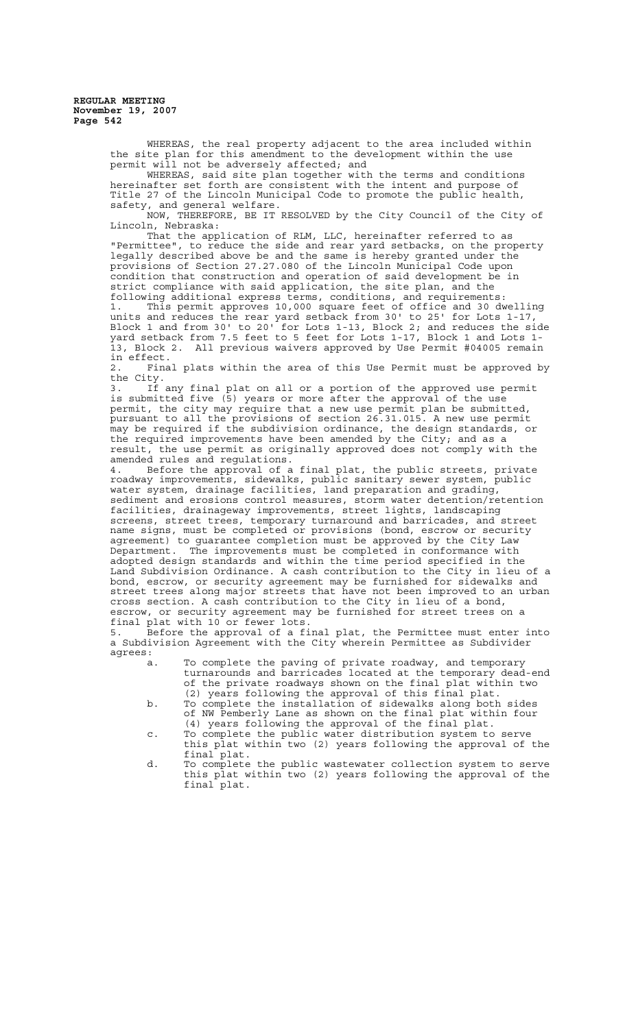WHEREAS, the real property adjacent to the area included within the site plan for this amendment to the development within the use permit will not be adversely affected; and

WHEREAS, said site plan together with the terms and conditions hereinafter set forth are consistent with the intent and purpose of Title 27 of the Lincoln Municipal Code to promote the public health, safety, and general welfare.

NOW, THEREFORE, BE IT RESOLVED by the City Council of the City of Lincoln, Nebraska:

That the application of RLM, LLC, hereinafter referred to as "Permittee", to reduce the side and rear yard setbacks, on the property legally described above be and the same is hereby granted under the provisions of Section 27.27.080 of the Lincoln Municipal Code upon condition that construction and operation of said development be in strict compliance with said application, the site plan, and the following additional express terms, conditions, and requirements:

1. This permit approves 10,000 square feet of office and 30 dwelling units and reduces the rear yard setback from 30' to 25' for Lots 1-17, Block 1 and from 30' to 20' for Lots 1-13, Block 2; and reduces the side yard setback from 7.5 feet to 5 feet for Lots 1-17, Block 1 and Lots 1-13, Block 2. All previous waivers approved by Use Permit #04005 remain in effect.
2. Final plats within the area of this Use Permit must be approved by the City.
3. If any final plat on all or a portion of the approved use permit is submitted five (5) years or more after the approval of the use permit, the city may require that a new use permit plan be submitted, pursuant to all the provisions of section 26.31.015. A new use permit may be required if the subdivision ordinance, the design standards, or the required improvements have been amended by the City; and as a result, the use permit as originally approved does not comply with the amended rules and regulations.
4. Before the approval of a final plat, the public streets, private roadway improvements, sidewalks, public sanitary sewer system, public water system, drainage facilities, land preparation and grading, sediment and erosions control measures, storm water detention/retention facilities, drainageway improvements, street lights, landscaping screens, street trees, temporary turnaround and barricades, and street name signs, must be completed or provisions (bond, escrow or security agreement) to guarantee completion must be approved by the City Law Department. The improvements must be completed in conformance with adopted design standards and within the time period specified in the Land Subdivision Ordinance. A cash contribution to the City in lieu of a bond, escrow, or security agreement may be furnished for sidewalks and street trees along major streets that have not been improved to an urban cross section. A cash contribution to the City in lieu of a bond, escrow, or security agreement may be furnished for street trees on a final plat with 10 or fewer lots.
5. Before the approval of a final plat, the Permittee must enter into a Subdivision Agreement with the City wherein Permittee as Subdivider agrees:
   a. To complete the paving of private roadway, and temporary turnarounds and barricades located at the temporary dead-end of the private roadways shown on the final plat within two (2) years following the approval of this final plat.
   b. To complete the installation of sidewalks along both sides of NW Pemberly Lane as shown on the final plat within four (4) years following the approval of the final plat.
   c. To complete the public water distribution system to serve this plat within two (2) years following the approval of the final plat.
   d. To complete the public wastewater collection system to serve this plat within two (2) years following the approval of the final plat.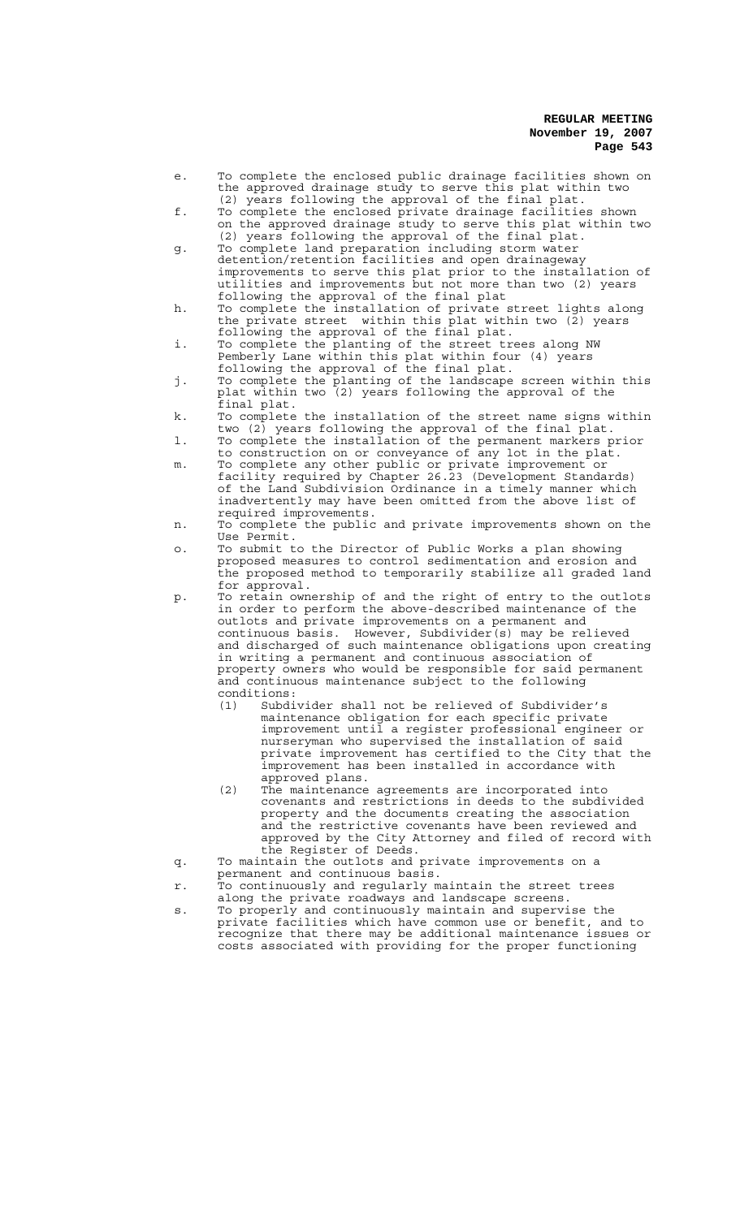e. To complete the enclosed public drainage facilities shown on the approved drainage study to serve this plat within two (2) years following the approval of the final plat.

f. To complete the enclosed private drainage facilities shown on the approved drainage study to serve this plat within two (2) years following the approval of the final plat.

g. To complete land preparation including storm water detention/retention facilities and open drainageway improvements to serve this plat prior to the installation of utilities and improvements but not more than two (2) years following the approval of the final plat

h. To complete the installation of private street lights along the private street within this plat within two (2) years following the approval of the final plat.

i. To complete the planting of the street trees along NW Pemberly Lane within this plat within four (4) years following the approval of the final plat.

j. To complete the planting of the landscape screen within this plat within two (2) years following the approval of the final plat.

k. To complete the installation of the street name signs within two (2) years following the approval of the final plat.

l. To complete the installation of the permanent markers prior to construction on or conveyance of any lot in the plat.

m. To complete any other public or private improvement or facility required by Chapter 26.23 (Development Standards) of the Land Subdivision Ordinance in a timely manner which inadvertently may have been omitted from the above list of required improvements.

n. To complete the public and private improvements shown on the Use Permit.

o. To submit to the Director of Public Works a plan showing proposed measures to control sedimentation and erosion and the proposed method to temporarily stabilize all graded land for approval.

p. To retain ownership of and the right of entry to the outlots in order to perform the above-described maintenance of the outlots and private improvements on a permanent and continuous basis. However, Subdivider(s) may be relieved and discharged of such maintenance obligations upon creating in writing a permanent and continuous association of property owners who would be responsible for said permanent and continuous maintenance subject to the following conditions:

   (1) Subdivider shall not be relieved of Subdivider's maintenance obligation for each specific private improvement until a register professional engineer or nurseryman who supervised the installation of said private improvement has certified to the City that the improvement has been installed in accordance with approved plans.

   (2) The maintenance agreements are incorporated into covenants and restrictions in deeds to the subdivided property and the documents creating the association and the restrictive covenants have been reviewed and approved by the City Attorney and filed of record with the Register of Deeds.

q. To maintain the outlots and private improvements on a permanent and continuous basis.

r. To continuously and regularly maintain the street trees along the private roadways and landscape screens.

s. To properly and continuously maintain and supervise the private facilities which have common use or benefit, and to recognize that there may be additional maintenance issues or costs associated with providing for the proper functioning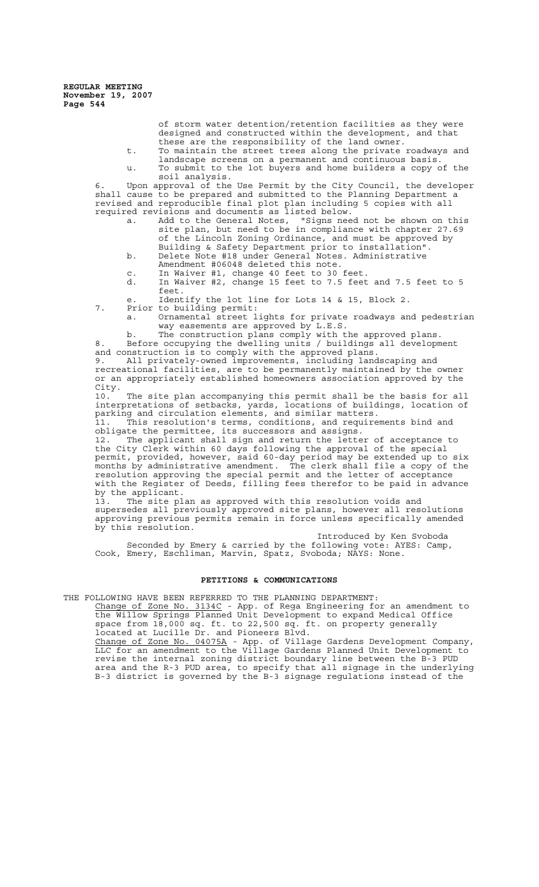of storm water detention/retention facilities as they were designed and constructed within the development, and that these are the responsibility of the land owner.

t. To maintain the street trees along the private roadways and landscape screens on a permanent and continuous basis.

u. To submit to the lot buyers and home builders a copy of the soil analysis.

6. Upon approval of the Use Permit by the City Council, the developer shall cause to be prepared and submitted to the Planning Department a revised and reproducible final plot plan including 5 copies with all required revisions and documents as listed below.

a. Add to the General Notes, "Signs need not be shown on this site plan, but need to be in compliance with chapter 27.69 of the Lincoln Zoning Ordinance, and must be approved by Building & Safety Department prior to installation".

b. Delete Note #18 under General Notes. Administrative Amendment #06048 deleted this note.

c. In Waiver #1, change 40 feet to 30 feet.

d. In Waiver #2, change 15 feet to 7.5 feet and 7.5 feet to 5 feet.

e. Identify the lot line for Lots 14 & 15, Block 2.

7. Prior to building permit:

a. Ornamental street lights for private roadways and pedestrian way easements are approved by L.E.S.

b. The construction plans comply with the approved plans.

8. Before occupying the dwelling units / buildings all development and construction is to comply with the approved plans.

9. All privately-owned improvements, including landscaping and recreational facilities, are to be permanently maintained by the owner or an appropriately established homeowners association approved by the City.

10. The site plan accompanying this permit shall be the basis for all interpretations of setbacks, yards, locations of buildings, location of parking and circulation elements, and similar matters.

11. This resolution's terms, conditions, and requirements bind and obligate the permittee, its successors and assigns.

12. The applicant shall sign and return the letter of acceptance to the City Clerk within 60 days following the approval of the special permit, provided, however, said 60-day period may be extended up to six months by administrative amendment. The clerk shall file a copy of the resolution approving the special permit and the letter of acceptance with the Register of Deeds, filling fees therefor to be paid in advance by the applicant.

13. The site plan as approved with this resolution voids and supersedes all previously approved site plans, however all resolutions approving previous permits remain in force unless specifically amended by this resolution.

Introduced by Ken Svoboda

Seconded by Emery & carried by the following vote: AYES: Camp, Cook, Emery, Eschliman, Marvin, Spatz, Svoboda; NAYS: None.

## PETITIONS & COMMUNICATIONS

THE FOLLOWING HAVE BEEN REFERRED TO THE PLANNING DEPARTMENT:

Change of Zone No. 3134C - App. of Rega Engineering for an amendment to the Willow Springs Planned Unit Development to expand Medical Office space from 18,000 sq. ft. to 22,500 sq. ft. on property generally located at Lucille Dr. and Pioneers Blvd.

Change of Zone No. 04075A - App. of Village Gardens Development Company, LLC for an amendment to the Village Gardens Planned Unit Development to revise the internal zoning district boundary line between the B-3 PUD area and the R-3 PUD area, to specify that all signage in the underlying B-3 district is governed by the B-3 signage regulations instead of the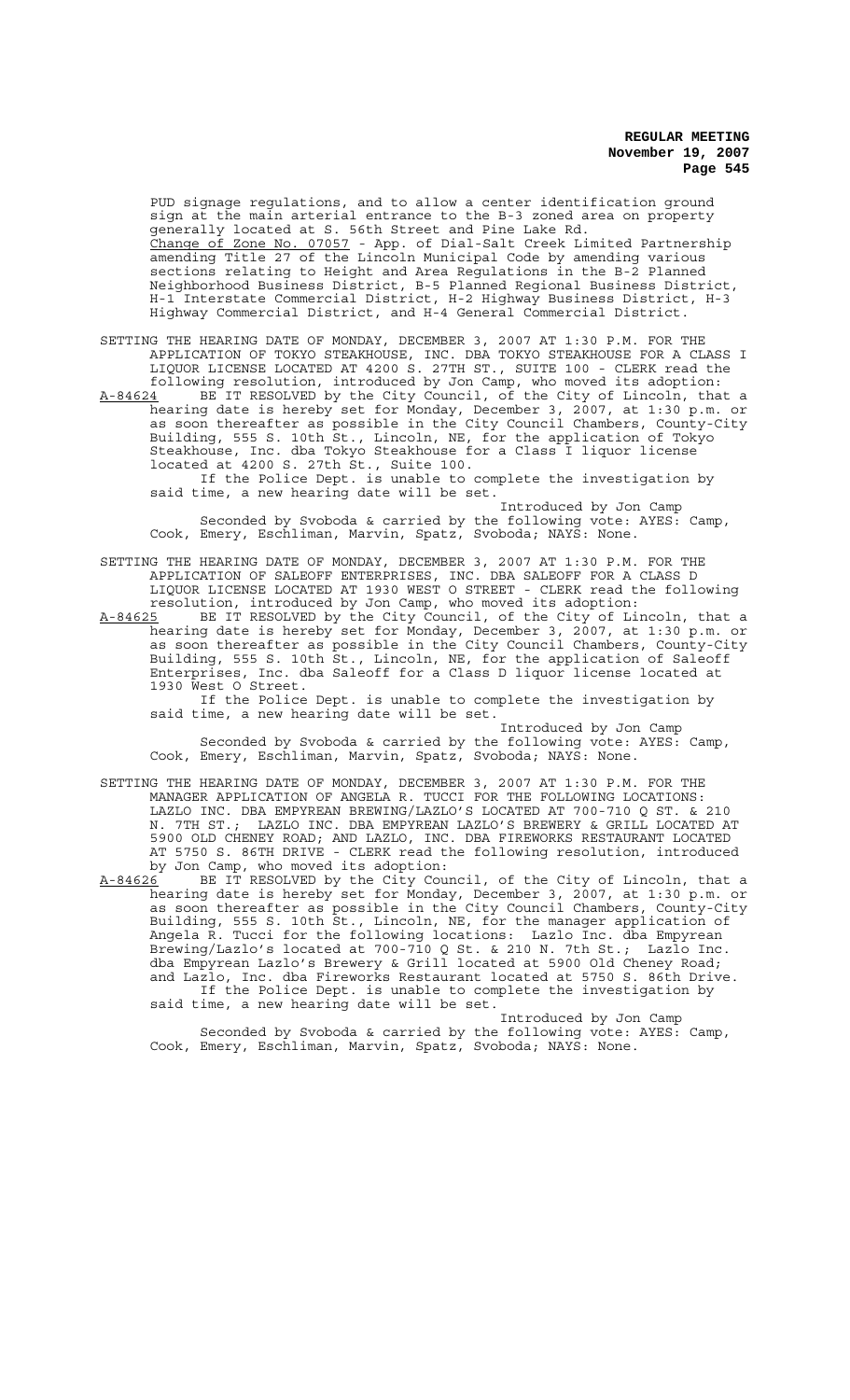PUD signage regulations, and to allow a center identification ground sign at the main arterial entrance to the B-3 zoned area on property generally located at S. 56th Street and Pine Lake Rd.

Change of Zone No. 07057 - App. of Dial-Salt Creek Limited Partnership amending Title 27 of the Lincoln Municipal Code by amending various sections relating to Height and Area Regulations in the B-2 Planned Neighborhood Business District, B-5 Planned Regional Business District, H-1 Interstate Commercial District, H-2 Highway Business District, H-3 Highway Commercial District, and H-4 General Commercial District.

SETTING THE HEARING DATE OF MONDAY, DECEMBER 3, 2007 AT 1:30 P.M. FOR THE APPLICATION OF TOKYO STEAKHOUSE, INC. DBA TOKYO STEAKHOUSE FOR A CLASS I LIQUOR LICENSE LOCATED AT 4200 S. 27TH ST., SUITE 100 - CLERK read the following resolution, introduced by Jon Camp, who moved its adoption:

A-84624 BE IT RESOLVED by the City Council, of the City of Lincoln, that a hearing date is hereby set for Monday, December 3, 2007, at 1:30 p.m. or as soon thereafter as possible in the City Council Chambers, County-City Building, 555 S. 10th St., Lincoln, NE, for the application of Tokyo Steakhouse, Inc. dba Tokyo Steakhouse for a Class I liquor license located at 4200 S. 27th St., Suite 100.

If the Police Dept. is unable to complete the investigation by said time, a new hearing date will be set.

Introduced by Jon Camp

Seconded by Svoboda & carried by the following vote: AYES: Camp, Cook, Emery, Eschliman, Marvin, Spatz, Svoboda; NAYS: None.

SETTING THE HEARING DATE OF MONDAY, DECEMBER 3, 2007 AT 1:30 P.M. FOR THE APPLICATION OF SALEOFF ENTERPRISES, INC. DBA SALEOFF FOR A CLASS D LIQUOR LICENSE LOCATED AT 1930 WEST O STREET - CLERK read the following resolution, introduced by Jon Camp, who moved its adoption:

A-84625 BE IT RESOLVED by the City Council, of the City of Lincoln, that a hearing date is hereby set for Monday, December 3, 2007, at 1:30 p.m. or as soon thereafter as possible in the City Council Chambers, County-City Building, 555 S. 10th St., Lincoln, NE, for the application of Saleoff Enterprises, Inc. dba Saleoff for a Class D liquor license located at 1930 West O Street.

If the Police Dept. is unable to complete the investigation by said time, a new hearing date will be set.

Introduced by Jon Camp

Seconded by Svoboda & carried by the following vote: AYES: Camp, Cook, Emery, Eschliman, Marvin, Spatz, Svoboda; NAYS: None.

SETTING THE HEARING DATE OF MONDAY, DECEMBER 3, 2007 AT 1:30 P.M. FOR THE MANAGER APPLICATION OF ANGELA R. TUCCI FOR THE FOLLOWING LOCATIONS: LAZLO INC. DBA EMPYREAN BREWING/LAZLO'S LOCATED AT 700-710 Q ST. & 210 N. 7TH ST.; LAZLO INC. DBA EMPYREAN LAZLO'S BREWERY & GRILL LOCATED AT 5900 OLD CHENEY ROAD; AND LAZLO, INC. DBA FIREWORKS RESTAURANT LOCATED AT 5750 S. 86TH DRIVE - CLERK read the following resolution, introduced by Jon Camp, who moved its adoption:

A-84626 BE IT RESOLVED by the City Council, of the City of Lincoln, that a hearing date is hereby set for Monday, December 3, 2007, at 1:30 p.m. or as soon thereafter as possible in the City Council Chambers, County-City Building, 555 S. 10th St., Lincoln, NE, for the manager application of Angela R. Tucci for the following locations: Lazlo Inc. dba Empyrean Brewing/Lazlo's located at 700-710 Q St. & 210 N. 7th St.; Lazlo Inc. dba Empyrean Lazlo's Brewery & Grill located at 5900 Old Cheney Road; and Lazlo, Inc. dba Fireworks Restaurant located at 5750 S. 86th Drive.

If the Police Dept. is unable to complete the investigation by said time, a new hearing date will be set.

Introduced by Jon Camp

Seconded by Svoboda & carried by the following vote: AYES: Camp, Cook, Emery, Eschliman, Marvin, Spatz, Svoboda; NAYS: None.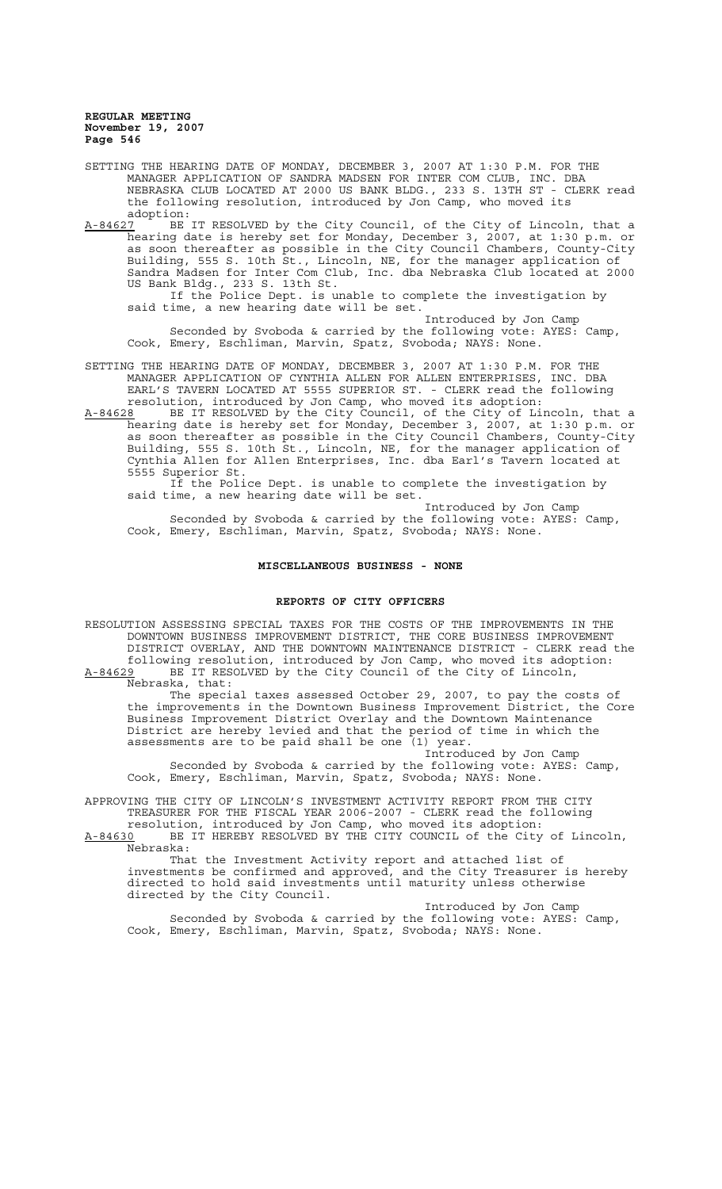SETTING THE HEARING DATE OF MONDAY, DECEMBER 3, 2007 AT 1:30 P.M. FOR THE MANAGER APPLICATION OF SANDRA MADSEN FOR INTER COM CLUB, INC. DBA NEBRASKA CLUB LOCATED AT 2000 US BANK BLDG., 233 S. 13TH ST - CLERK read the following resolution, introduced by Jon Camp, who moved its adoption:

A-84627 BE IT RESOLVED by the City Council, of the City of Lincoln, that a hearing date is hereby set for Monday, December 3, 2007, at 1:30 p.m. or as soon thereafter as possible in the City Council Chambers, County-City Building, 555 S. 10th St., Lincoln, NE, for the manager application of Sandra Madsen for Inter Com Club, Inc. dba Nebraska Club located at 2000 US Bank Bldg., 233 S. 13th St.

If the Police Dept. is unable to complete the investigation by said time, a new hearing date will be set.

Introduced by Jon Camp

Seconded by Svoboda & carried by the following vote: AYES: Camp, Cook, Emery, Eschliman, Marvin, Spatz, Svoboda; NAYS: None.

SETTING THE HEARING DATE OF MONDAY, DECEMBER 3, 2007 AT 1:30 P.M. FOR THE MANAGER APPLICATION OF CYNTHIA ALLEN FOR ALLEN ENTERPRISES, INC. DBA EARL'S TAVERN LOCATED AT 5555 SUPERIOR ST. - CLERK read the following resolution, introduced by Jon Camp, who moved its adoption:

A-84628 BE IT RESOLVED by the City Council, of the City of Lincoln, that a hearing date is hereby set for Monday, December 3, 2007, at 1:30 p.m. or as soon thereafter as possible in the City Council Chambers, County-City Building, 555 S. 10th St., Lincoln, NE, for the manager application of Cynthia Allen for Allen Enterprises, Inc. dba Earl's Tavern located at 5555 Superior St.

If the Police Dept. is unable to complete the investigation by said time, a new hearing date will be set.

Introduced by Jon Camp

Seconded by Svoboda & carried by the following vote: AYES: Camp, Cook, Emery, Eschliman, Marvin, Spatz, Svoboda; NAYS: None.

## MISCELLANEOUS BUSINESS - NONE

## REPORTS OF CITY OFFICERS

RESOLUTION ASSESSING SPECIAL TAXES FOR THE COSTS OF THE IMPROVEMENTS IN THE DOWNTOWN BUSINESS IMPROVEMENT DISTRICT, THE CORE BUSINESS IMPROVEMENT DISTRICT OVERLAY, AND THE DOWNTOWN MAINTENANCE DISTRICT - CLERK read the following resolution, introduced by Jon Camp, who moved its adoption:

A-84629 BE IT RESOLVED by the City Council of the City of Lincoln, Nebraska, that:

The special taxes assessed October 29, 2007, to pay the costs of the improvements in the Downtown Business Improvement District, the Core Business Improvement District Overlay and the Downtown Maintenance District are hereby levied and that the period of time in which the assessments are to be paid shall be one (1) year.

Introduced by Jon Camp

Seconded by Svoboda & carried by the following vote: AYES: Camp, Cook, Emery, Eschliman, Marvin, Spatz, Svoboda; NAYS: None.

APPROVING THE CITY OF LINCOLN'S INVESTMENT ACTIVITY REPORT FROM THE CITY TREASURER FOR THE FISCAL YEAR 2006-2007 - CLERK read the following resolution, introduced by Jon Camp, who moved its adoption:

A-84630 BE IT HEREBY RESOLVED BY THE CITY COUNCIL of the City of Lincoln, Nebraska:

That the Investment Activity report and attached list of investments be confirmed and approved, and the City Treasurer is hereby directed to hold said investments until maturity unless otherwise directed by the City Council.

Introduced by Jon Camp

Seconded by Svoboda & carried by the following vote: AYES: Camp, Cook, Emery, Eschliman, Marvin, Spatz, Svoboda; NAYS: None.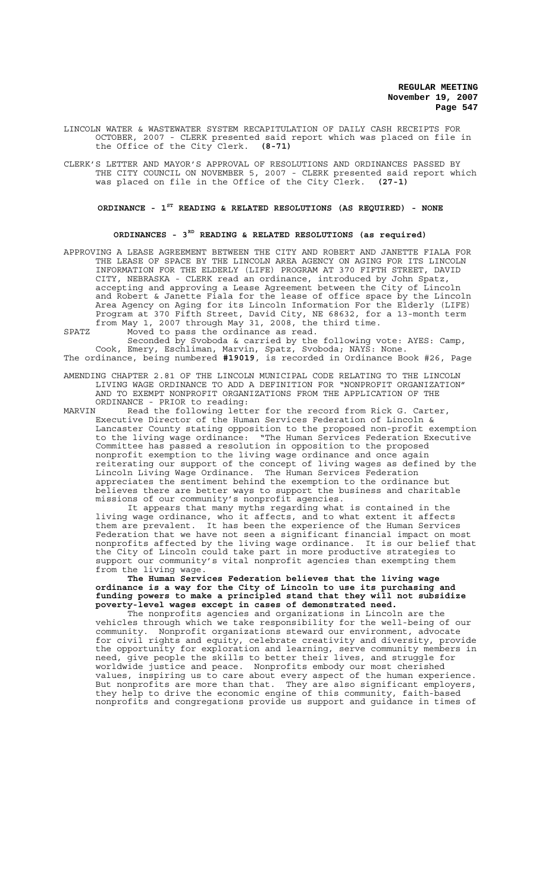LINCOLN WATER & WASTEWATER SYSTEM RECAPITULATION OF DAILY CASH RECEIPTS FOR OCTOBER, 2007 - CLERK presented said report which was placed on file in the Office of the City Clerk. **(8-71)**

CLERK'S LETTER AND MAYOR'S APPROVAL OF RESOLUTIONS AND ORDINANCES PASSED BY THE CITY COUNCIL ON NOVEMBER 5, 2007 - CLERK presented said report which was placed on file in the Office of the City Clerk. **(27-1)**

## ORDINANCE - 1ST READING & RELATED RESOLUTIONS (AS REQUIRED) - NONE

## ORDINANCES - 3RD READING & RELATED RESOLUTIONS (as required)

APPROVING A LEASE AGREEMENT BETWEEN THE CITY AND ROBERT AND JANETTE FIALA FOR THE LEASE OF SPACE BY THE LINCOLN AREA AGENCY ON AGING FOR ITS LINCOLN INFORMATION FOR THE ELDERLY (LIFE) PROGRAM AT 370 FIFTH STREET, DAVID CITY, NEBRASKA - CLERK read an ordinance, introduced by John Spatz, accepting and approving a Lease Agreement between the City of Lincoln and Robert & Janette Fiala for the lease of office space by the Lincoln Area Agency on Aging for its Lincoln Information For the Elderly (LIFE) Program at 370 Fifth Street, David City, NE 68632, for a 13-month term from May 1, 2007 through May 31, 2008, the third time.

SPATZ Moved to pass the ordinance as read.

Seconded by Svoboda & carried by the following vote: AYES: Camp, Cook, Emery, Eschliman, Marvin, Spatz, Svoboda; NAYS: None.

The ordinance, being numbered **#19019**, is recorded in Ordinance Book #26, Page

AMENDING CHAPTER 2.81 OF THE LINCOLN MUNICIPAL CODE RELATING TO THE LINCOLN LIVING WAGE ORDINANCE TO ADD A DEFINITION FOR "NONPROFIT ORGANIZATION" AND TO EXEMPT NONPROFIT ORGANIZATIONS FROM THE APPLICATION OF THE ORDINANCE - PRIOR to reading:

MARVIN Read the following letter for the record from Rick G. Carter, Executive Director of the Human Services Federation of Lincoln & Lancaster County stating opposition to the proposed non-profit exemption to the living wage ordinance: "The Human Services Federation Executive Committee has passed a resolution in opposition to the proposed nonprofit exemption to the living wage ordinance and once again reiterating our support of the concept of living wages as defined by the Lincoln Living Wage Ordinance. The Human Services Federation appreciates the sentiment behind the exemption to the ordinance but believes there are better ways to support the business and charitable missions of our community's nonprofit agencies.

It appears that many myths regarding what is contained in the living wage ordinance, who it affects, and to what extent it affects them are prevalent. It has been the experience of the Human Services Federation that we have not seen a significant financial impact on most nonprofits affected by the living wage ordinance. It is our belief that the City of Lincoln could take part in more productive strategies to support our community's vital nonprofit agencies than exempting them from the living wage.

**The Human Services Federation believes that the living wage ordinance is a way for the City of Lincoln to use its purchasing and funding powers to make a principled stand that they will not subsidize poverty-level wages except in cases of demonstrated need.**

The nonprofits agencies and organizations in Lincoln are the vehicles through which we take responsibility for the well-being of our community. Nonprofit organizations steward our environment, advocate for civil rights and equity, celebrate creativity and diversity, provide the opportunity for exploration and learning, serve community members in need, give people the skills to better their lives, and struggle for worldwide justice and peace. Nonprofits embody our most cherished values, inspiring us to care about every aspect of the human experience. But nonprofits are more than that. They are also significant employers, they help to drive the economic engine of this community, faith-based nonprofits and congregations provide us support and guidance in times of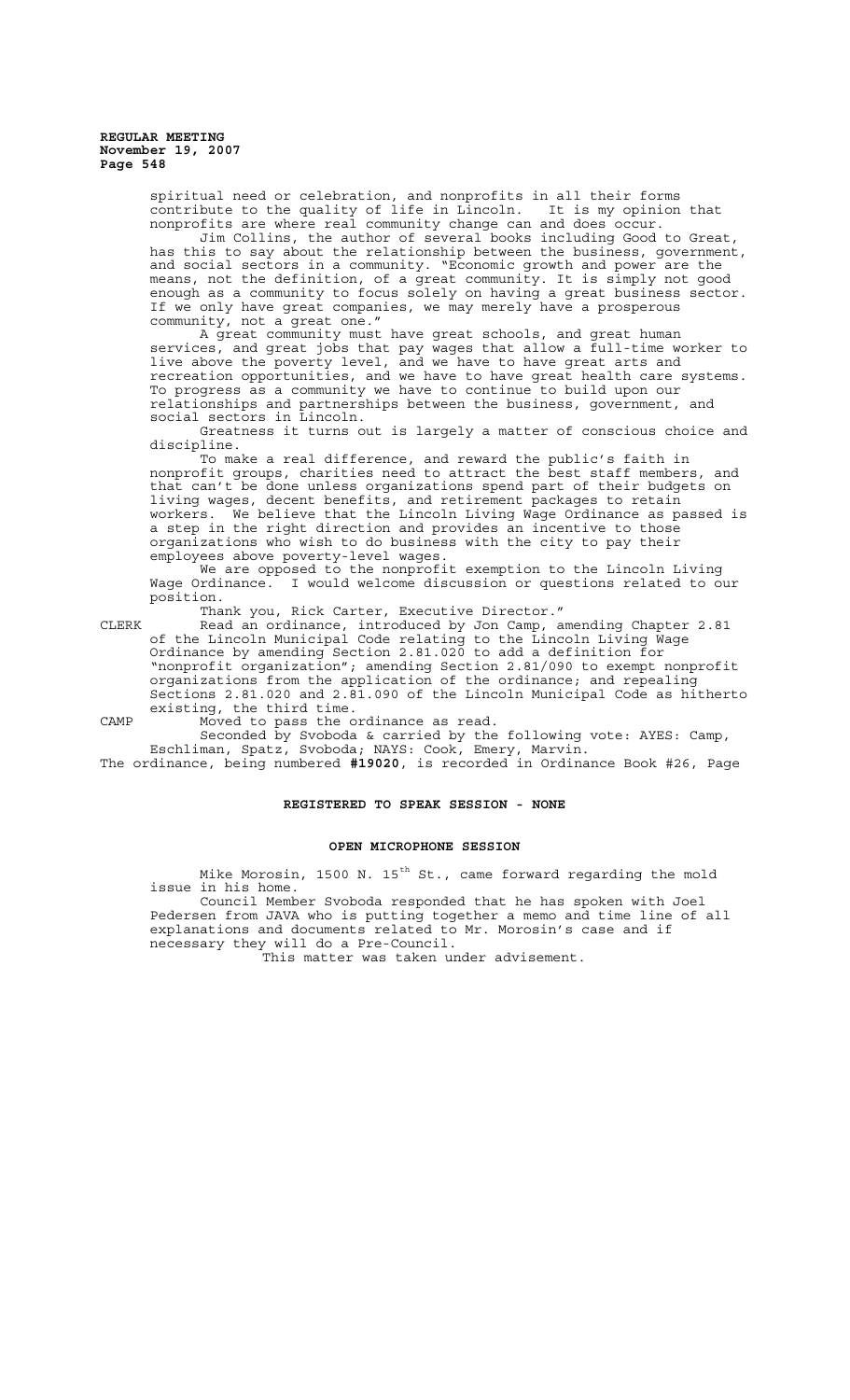spiritual need or celebration, and nonprofits in all their forms contribute to the quality of life in Lincoln. It is my opinion that nonprofits are where real community change can and does occur.

Jim Collins, the author of several books including Good to Great, has this to say about the relationship between the business, government, and social sectors in a community. "Economic growth and power are the means, not the definition, of a great community. It is simply not good enough as a community to focus solely on having a great business sector. If we only have great companies, we may merely have a prosperous community, not a great one."

A great community must have great schools, and great human services, and great jobs that pay wages that allow a full-time worker to live above the poverty level, and we have to have great arts and recreation opportunities, and we have to have great health care systems. To progress as a community we have to continue to build upon our relationships and partnerships between the business, government, and social sectors in Lincoln.

Greatness it turns out is largely a matter of conscious choice and discipline.

To make a real difference, and reward the public's faith in nonprofit groups, charities need to attract the best staff members, and that can't be done unless organizations spend part of their budgets on living wages, decent benefits, and retirement packages to retain workers. We believe that the Lincoln Living Wage Ordinance as passed is a step in the right direction and provides an incentive to those organizations who wish to do business with the city to pay their employees above poverty-level wages.

We are opposed to the nonprofit exemption to the Lincoln Living Wage Ordinance. I would welcome discussion or questions related to our position.

Thank you, Rick Carter, Executive Director."

CLERK Read an ordinance, introduced by Jon Camp, amending Chapter 2.81 of the Lincoln Municipal Code relating to the Lincoln Living Wage Ordinance by amending Section 2.81.020 to add a definition for "nonprofit organization"; amending Section 2.81/090 to exempt nonprofit organizations from the application of the ordinance; and repealing Sections 2.81.020 and 2.81.090 of the Lincoln Municipal Code as hitherto existing, the third time.

CAMP Moved to pass the ordinance as read.

Seconded by Svoboda & carried by the following vote: AYES: Camp, Eschliman, Spatz, Svoboda; NAYS: Cook, Emery, Marvin.

The ordinance, being numbered **#19020**, is recorded in Ordinance Book #26, Page

**REGISTERED TO SPEAK SESSION - NONE**

**OPEN MICROPHONE SESSION**

Mike Morosin, 1500 N. 15th St., came forward regarding the mold issue in his home.

Council Member Svoboda responded that he has spoken with Joel Pedersen from JAVA who is putting together a memo and time line of all explanations and documents related to Mr. Morosin's case and if necessary they will do a Pre-Council.

This matter was taken under advisement.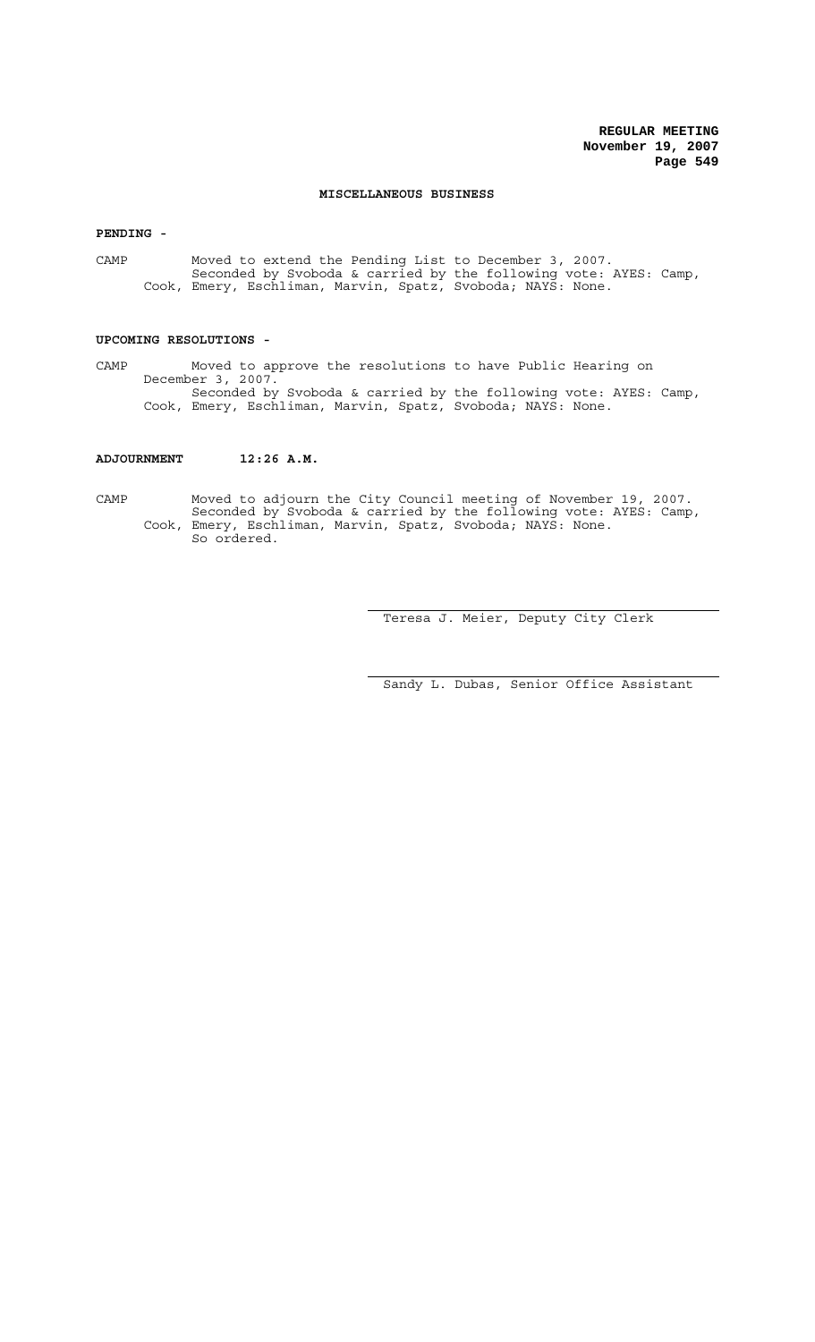## MISCELLANEOUS BUSINESS

**PENDING -**

CAMP Moved to extend the Pending List to December 3, 2007.
Seconded by Svoboda & carried by the following vote: AYES: Camp, Cook, Emery, Eschliman, Marvin, Spatz, Svoboda; NAYS: None.

**UPCOMING RESOLUTIONS -**

CAMP Moved to approve the resolutions to have Public Hearing on December 3, 2007.
Seconded by Svoboda & carried by the following vote: AYES: Camp, Cook, Emery, Eschliman, Marvin, Spatz, Svoboda; NAYS: None.

**ADJOURNMENT 12:26 A.M.**

CAMP Moved to adjourn the City Council meeting of November 19, 2007.
Seconded by Svoboda & carried by the following vote: AYES: Camp, Cook, Emery, Eschliman, Marvin, Spatz, Svoboda; NAYS: None.
So ordered.

Teresa J. Meier, Deputy City Clerk

Sandy L. Dubas, Senior Office Assistant